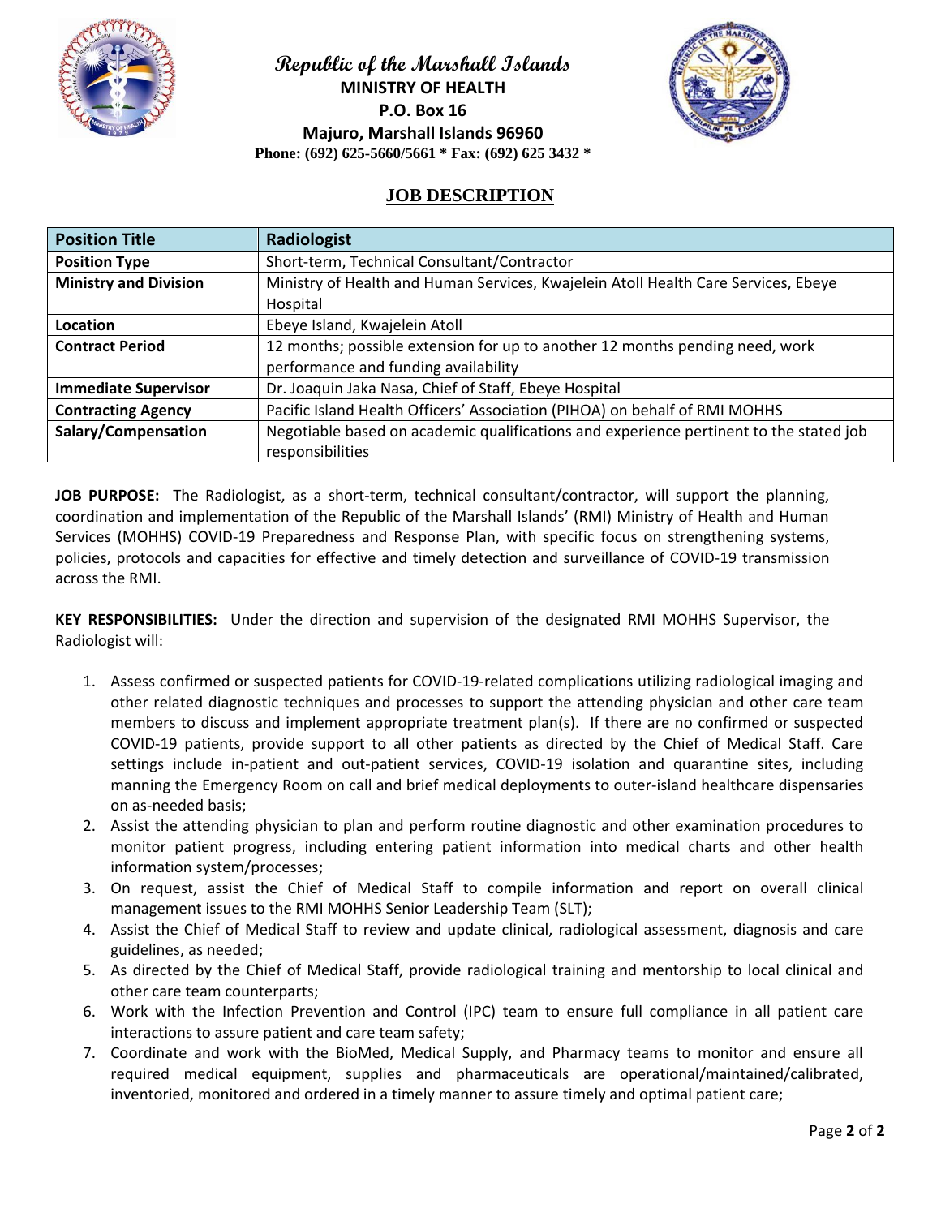# Republic of the Marshall Islands

**MINISTRY OF HEALTH**
**P.O. Box 16**
**Majuro, Marshall Islands 96960**
**Phone: (692) 625-5660/5661 * Fax: (692) 625 3432 ***

## JOB DESCRIPTION

| **Position Title** | **Radiologist** |
|---|---|
| **Position Type** | Short-term, Technical Consultant/Contractor |
| **Ministry and Division** | Ministry of Health and Human Services, Kwajelein Atoll Health Care Services, Ebeye Hospital |
| **Location** | Ebeye Island, Kwajelein Atoll |
| **Contract Period** | 12 months; possible extension for up to another 12 months pending need, work performance and funding availability |
| **Immediate Supervisor** | Dr. Joaquin Jaka Nasa, Chief of Staff, Ebeye Hospital |
| **Contracting Agency** | Pacific Island Health Officers' Association (PIHOA) on behalf of RMI MOHHS |
| **Salary/Compensation** | Negotiable based on academic qualifications and experience pertinent to the stated job responsibilities |

**JOB PURPOSE:** The Radiologist, as a short-term, technical consultant/contractor, will support the planning, coordination and implementation of the Republic of the Marshall Islands' (RMI) Ministry of Health and Human Services (MOHHS) COVID-19 Preparedness and Response Plan, with specific focus on strengthening systems, policies, protocols and capacities for effective and timely detection and surveillance of COVID-19 transmission across the RMI.

**KEY RESPONSIBILITIES:** Under the direction and supervision of the designated RMI MOHHS Supervisor, the Radiologist will:

1. Assess confirmed or suspected patients for COVID-19-related complications utilizing radiological imaging and other related diagnostic techniques and processes to support the attending physician and other care team members to discuss and implement appropriate treatment plan(s). If there are no confirmed or suspected COVID-19 patients, provide support to all other patients as directed by the Chief of Medical Staff. Care settings include in-patient and out-patient services, COVID-19 isolation and quarantine sites, including manning the Emergency Room on call and brief medical deployments to outer-island healthcare dispensaries on as-needed basis;
2. Assist the attending physician to plan and perform routine diagnostic and other examination procedures to monitor patient progress, including entering patient information into medical charts and other health information system/processes;
3. On request, assist the Chief of Medical Staff to compile information and report on overall clinical management issues to the RMI MOHHS Senior Leadership Team (SLT);
4. Assist the Chief of Medical Staff to review and update clinical, radiological assessment, diagnosis and care guidelines, as needed;
5. As directed by the Chief of Medical Staff, provide radiological training and mentorship to local clinical and other care team counterparts;
6. Work with the Infection Prevention and Control (IPC) team to ensure full compliance in all patient care interactions to assure patient and care team safety;
7. Coordinate and work with the BioMed, Medical Supply, and Pharmacy teams to monitor and ensure all required medical equipment, supplies and pharmaceuticals are operational/maintained/calibrated, inventoried, monitored and ordered in a timely manner to assure timely and optimal patient care;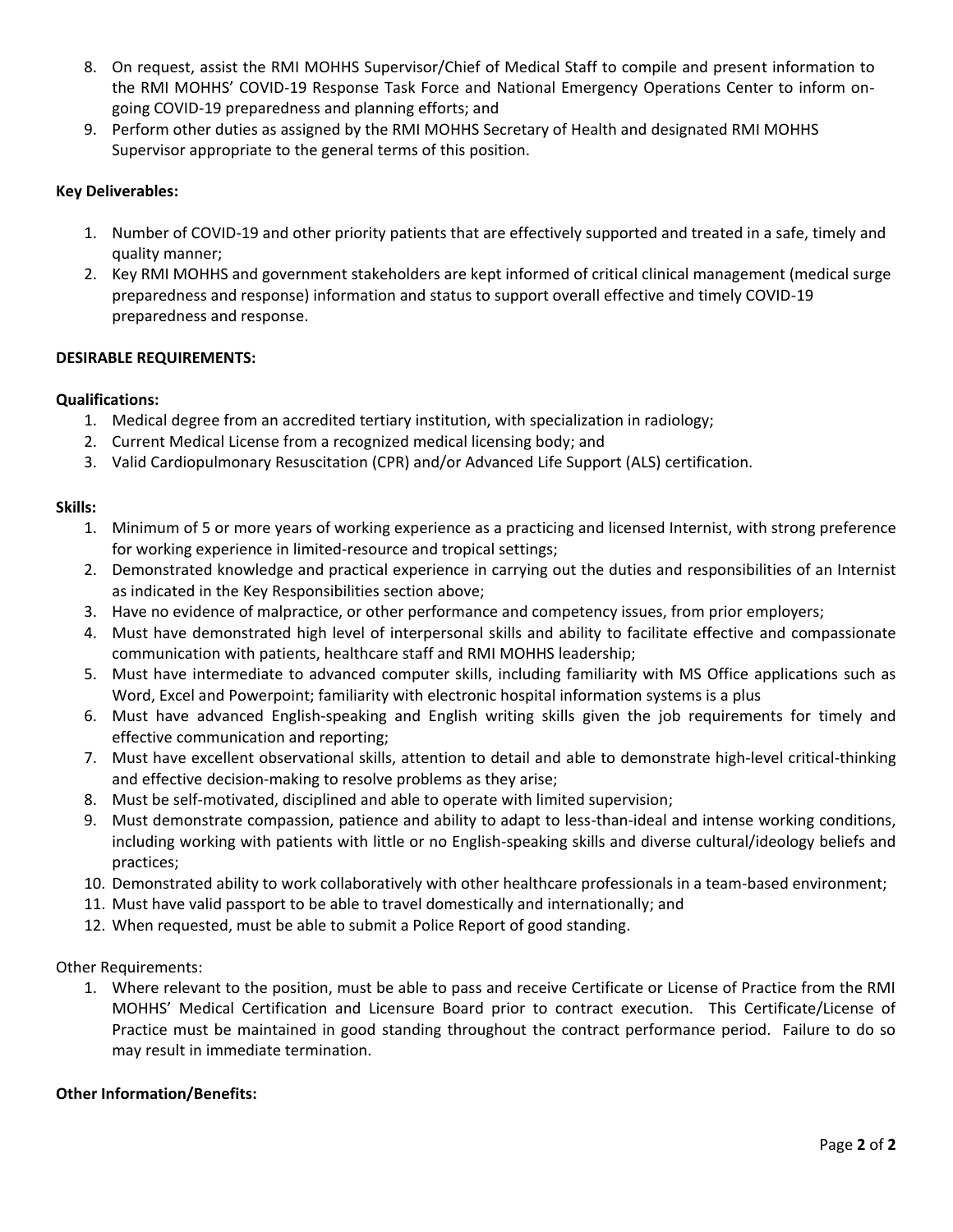8. On request, assist the RMI MOHHS Supervisor/Chief of Medical Staff to compile and present information to the RMI MOHHS' COVID-19 Response Task Force and National Emergency Operations Center to inform on-going COVID-19 preparedness and planning efforts; and
9. Perform other duties as assigned by the RMI MOHHS Secretary of Health and designated RMI MOHHS Supervisor appropriate to the general terms of this position.

**Key Deliverables:**

1. Number of COVID-19 and other priority patients that are effectively supported and treated in a safe, timely and quality manner;
2. Key RMI MOHHS and government stakeholders are kept informed of critical clinical management (medical surge preparedness and response) information and status to support overall effective and timely COVID-19 preparedness and response.

**DESIRABLE REQUIREMENTS:**

**Qualifications:**

1. Medical degree from an accredited tertiary institution, with specialization in radiology;
2. Current Medical License from a recognized medical licensing body; and
3. Valid Cardiopulmonary Resuscitation (CPR) and/or Advanced Life Support (ALS) certification.

**Skills:**

1. Minimum of 5 or more years of working experience as a practicing and licensed Internist, with strong preference for working experience in limited-resource and tropical settings;
2. Demonstrated knowledge and practical experience in carrying out the duties and responsibilities of an Internist as indicated in the Key Responsibilities section above;
3. Have no evidence of malpractice, or other performance and competency issues, from prior employers;
4. Must have demonstrated high level of interpersonal skills and ability to facilitate effective and compassionate communication with patients, healthcare staff and RMI MOHHS leadership;
5. Must have intermediate to advanced computer skills, including familiarity with MS Office applications such as Word, Excel and Powerpoint; familiarity with electronic hospital information systems is a plus
6. Must have advanced English-speaking and English writing skills given the job requirements for timely and effective communication and reporting;
7. Must have excellent observational skills, attention to detail and able to demonstrate high-level critical-thinking and effective decision-making to resolve problems as they arise;
8. Must be self-motivated, disciplined and able to operate with limited supervision;
9. Must demonstrate compassion, patience and ability to adapt to less-than-ideal and intense working conditions, including working with patients with little or no English-speaking skills and diverse cultural/ideology beliefs and practices;
10. Demonstrated ability to work collaboratively with other healthcare professionals in a team-based environment;
11. Must have valid passport to be able to travel domestically and internationally; and
12. When requested, must be able to submit a Police Report of good standing.

Other Requirements:

1. Where relevant to the position, must be able to pass and receive Certificate or License of Practice from the RMI MOHHS' Medical Certification and Licensure Board prior to contract execution. This Certificate/License of Practice must be maintained in good standing throughout the contract performance period. Failure to do so may result in immediate termination.

**Other Information/Benefits:**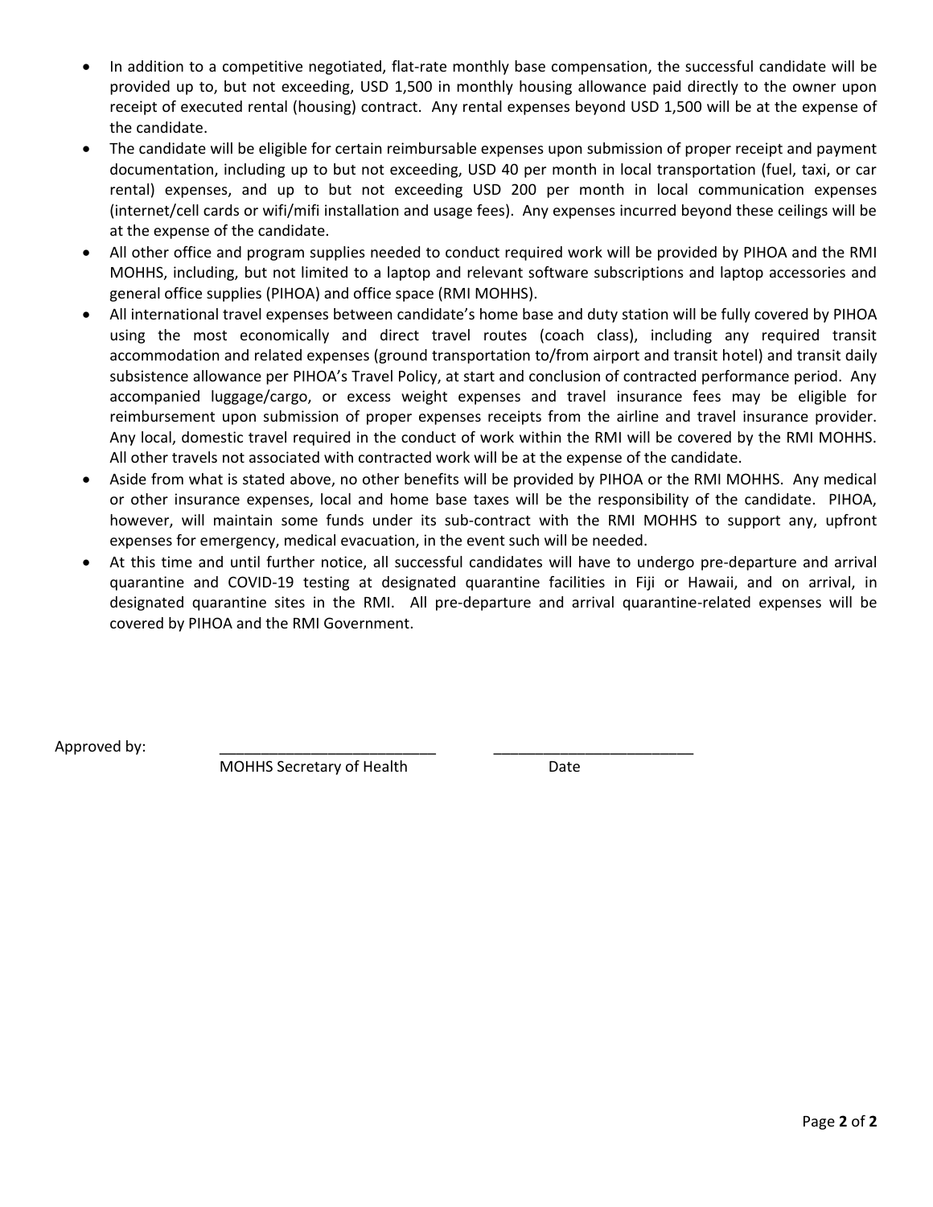- In addition to a competitive negotiated, flat-rate monthly base compensation, the successful candidate will be provided up to, but not exceeding, USD 1,500 in monthly housing allowance paid directly to the owner upon receipt of executed rental (housing) contract. Any rental expenses beyond USD 1,500 will be at the expense of the candidate.
- The candidate will be eligible for certain reimbursable expenses upon submission of proper receipt and payment documentation, including up to but not exceeding, USD 40 per month in local transportation (fuel, taxi, or car rental) expenses, and up to but not exceeding USD 200 per month in local communication expenses (internet/cell cards or wifi/mifi installation and usage fees). Any expenses incurred beyond these ceilings will be at the expense of the candidate.
- All other office and program supplies needed to conduct required work will be provided by PIHOA and the RMI MOHHS, including, but not limited to a laptop and relevant software subscriptions and laptop accessories and general office supplies (PIHOA) and office space (RMI MOHHS).
- All international travel expenses between candidate's home base and duty station will be fully covered by PIHOA using the most economically and direct travel routes (coach class), including any required transit accommodation and related expenses (ground transportation to/from airport and transit hotel) and transit daily subsistence allowance per PIHOA's Travel Policy, at start and conclusion of contracted performance period. Any accompanied luggage/cargo, or excess weight expenses and travel insurance fees may be eligible for reimbursement upon submission of proper expenses receipts from the airline and travel insurance provider. Any local, domestic travel required in the conduct of work within the RMI will be covered by the RMI MOHHS. All other travels not associated with contracted work will be at the expense of the candidate.
- Aside from what is stated above, no other benefits will be provided by PIHOA or the RMI MOHHS. Any medical or other insurance expenses, local and home base taxes will be the responsibility of the candidate. PIHOA, however, will maintain some funds under its sub-contract with the RMI MOHHS to support any, upfront expenses for emergency, medical evacuation, in the event such will be needed.
- At this time and until further notice, all successful candidates will have to undergo pre-departure and arrival quarantine and COVID-19 testing at designated quarantine facilities in Fiji or Hawaii, and on arrival, in designated quarantine sites in the RMI. All pre-departure and arrival quarantine-related expenses will be covered by PIHOA and the RMI Government.

Approved by: ___________________________ ________________________

MOHHS Secretary of Health Date